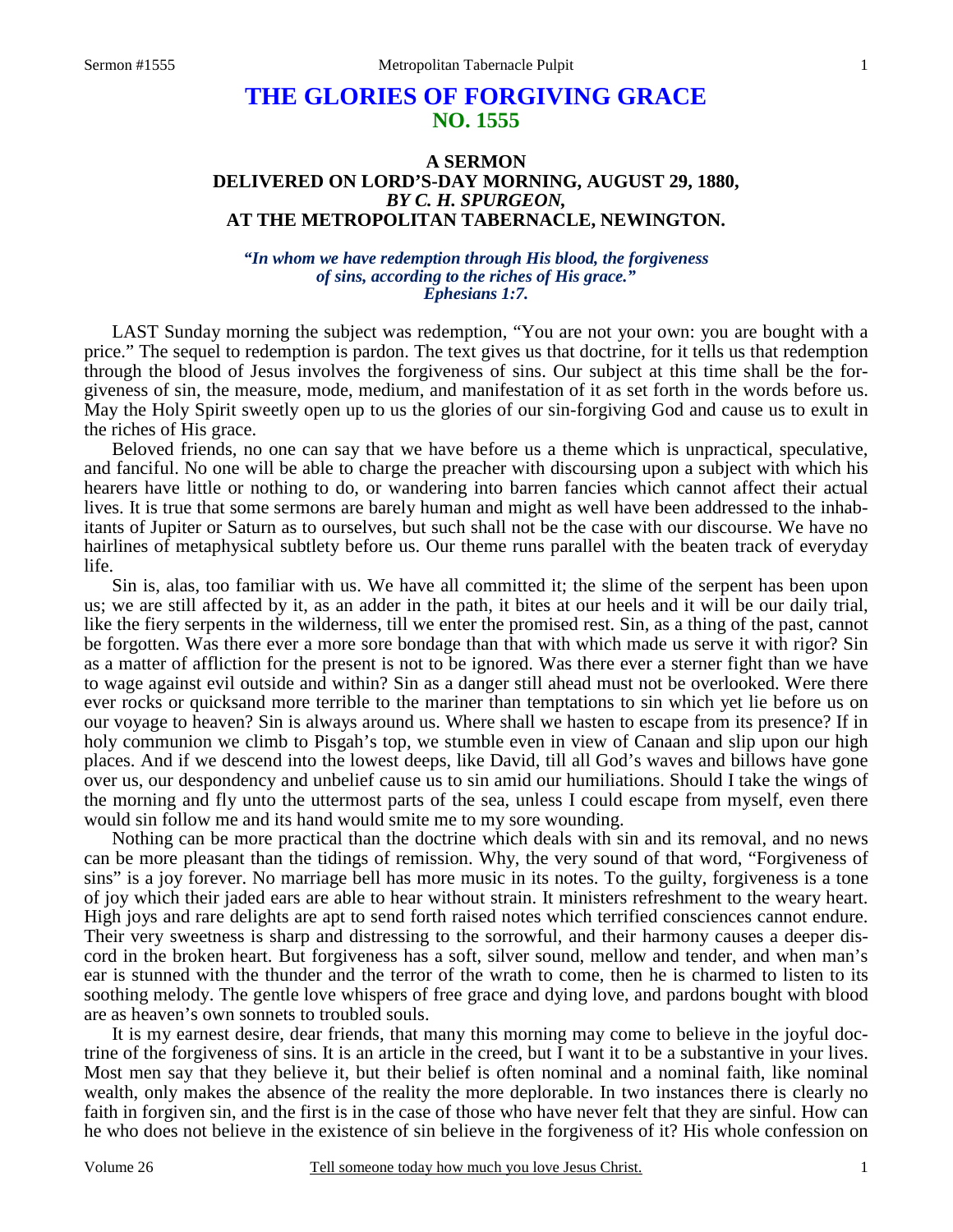# THE GLORIES OF FORGIVING GRACE
## NO. 1555

### A SERMON
### DELIVERED ON LORD'S-DAY MORNING, AUGUST 29, 1880,
### *BY C. H. SPURGEON,*
### AT THE METROPOLITAN TABERNACLE, NEWINGTON.

***"In whom we have redemption through His blood, the forgiveness of sins, according to the riches of His grace." Ephesians 1:7.***

LAST Sunday morning the subject was redemption, "You are not your own: you are bought with a price." The sequel to redemption is pardon. The text gives us that doctrine, for it tells us that redemption through the blood of Jesus involves the forgiveness of sins. Our subject at this time shall be the forgiveness of sin, the measure, mode, medium, and manifestation of it as set forth in the words before us. May the Holy Spirit sweetly open up to us the glories of our sin-forgiving God and cause us to exult in the riches of His grace.

Beloved friends, no one can say that we have before us a theme which is unpractical, speculative, and fanciful. No one will be able to charge the preacher with discoursing upon a subject with which his hearers have little or nothing to do, or wandering into barren fancies which cannot affect their actual lives. It is true that some sermons are barely human and might as well have been addressed to the inhabitants of Jupiter or Saturn as to ourselves, but such shall not be the case with our discourse. We have no hairlines of metaphysical subtlety before us. Our theme runs parallel with the beaten track of everyday life.

Sin is, alas, too familiar with us. We have all committed it; the slime of the serpent has been upon us; we are still affected by it, as an adder in the path, it bites at our heels and it will be our daily trial, like the fiery serpents in the wilderness, till we enter the promised rest. Sin, as a thing of the past, cannot be forgotten. Was there ever a more sore bondage than that with which made us serve it with rigor? Sin as a matter of affliction for the present is not to be ignored. Was there ever a sterner fight than we have to wage against evil outside and within? Sin as a danger still ahead must not be overlooked. Were there ever rocks or quicksand more terrible to the mariner than temptations to sin which yet lie before us on our voyage to heaven? Sin is always around us. Where shall we hasten to escape from its presence? If in holy communion we climb to Pisgah's top, we stumble even in view of Canaan and slip upon our high places. And if we descend into the lowest deeps, like David, till all God's waves and billows have gone over us, our despondency and unbelief cause us to sin amid our humiliations. Should I take the wings of the morning and fly unto the uttermost parts of the sea, unless I could escape from myself, even there would sin follow me and its hand would smite me to my sore wounding.

Nothing can be more practical than the doctrine which deals with sin and its removal, and no news can be more pleasant than the tidings of remission. Why, the very sound of that word, "Forgiveness of sins" is a joy forever. No marriage bell has more music in its notes. To the guilty, forgiveness is a tone of joy which their jaded ears are able to hear without strain. It ministers refreshment to the weary heart. High joys and rare delights are apt to send forth raised notes which terrified consciences cannot endure. Their very sweetness is sharp and distressing to the sorrowful, and their harmony causes a deeper discord in the broken heart. But forgiveness has a soft, silver sound, mellow and tender, and when man's ear is stunned with the thunder and the terror of the wrath to come, then he is charmed to listen to its soothing melody. The gentle love whispers of free grace and dying love, and pardons bought with blood are as heaven's own sonnets to troubled souls.

It is my earnest desire, dear friends, that many this morning may come to believe in the joyful doctrine of the forgiveness of sins. It is an article in the creed, but I want it to be a substantive in your lives. Most men say that they believe it, but their belief is often nominal and a nominal faith, like nominal wealth, only makes the absence of the reality the more deplorable. In two instances there is clearly no faith in forgiven sin, and the first is in the case of those who have never felt that they are sinful. How can he who does not believe in the existence of sin believe in the forgiveness of it? His whole confession on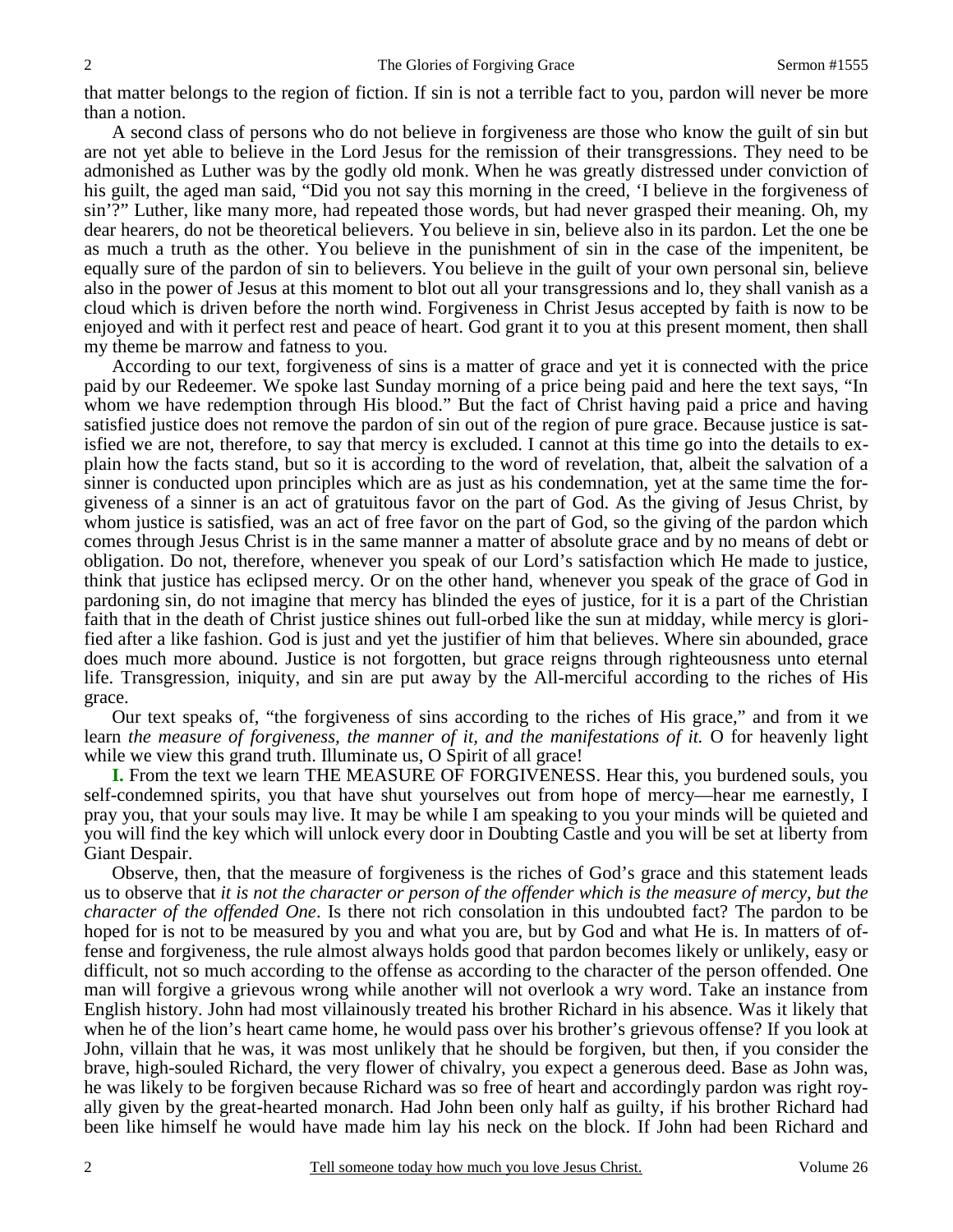that matter belongs to the region of fiction. If sin is not a terrible fact to you, pardon will never be more than a notion.

A second class of persons who do not believe in forgiveness are those who know the guilt of sin but are not yet able to believe in the Lord Jesus for the remission of their transgressions. They need to be admonished as Luther was by the godly old monk. When he was greatly distressed under conviction of his guilt, the aged man said, "Did you not say this morning in the creed, 'I believe in the forgiveness of sin'?" Luther, like many more, had repeated those words, but had never grasped their meaning. Oh, my dear hearers, do not be theoretical believers. You believe in sin, believe also in its pardon. Let the one be as much a truth as the other. You believe in the punishment of sin in the case of the impenitent, be equally sure of the pardon of sin to believers. You believe in the guilt of your own personal sin, believe also in the power of Jesus at this moment to blot out all your transgressions and lo, they shall vanish as a cloud which is driven before the north wind. Forgiveness in Christ Jesus accepted by faith is now to be enjoyed and with it perfect rest and peace of heart. God grant it to you at this present moment, then shall my theme be marrow and fatness to you.

According to our text, forgiveness of sins is a matter of grace and yet it is connected with the price paid by our Redeemer. We spoke last Sunday morning of a price being paid and here the text says, "In whom we have redemption through His blood." But the fact of Christ having paid a price and having satisfied justice does not remove the pardon of sin out of the region of pure grace. Because justice is satisfied we are not, therefore, to say that mercy is excluded. I cannot at this time go into the details to explain how the facts stand, but so it is according to the word of revelation, that, albeit the salvation of a sinner is conducted upon principles which are as just as his condemnation, yet at the same time the forgiveness of a sinner is an act of gratuitous favor on the part of God. As the giving of Jesus Christ, by whom justice is satisfied, was an act of free favor on the part of God, so the giving of the pardon which comes through Jesus Christ is in the same manner a matter of absolute grace and by no means of debt or obligation. Do not, therefore, whenever you speak of our Lord's satisfaction which He made to justice, think that justice has eclipsed mercy. Or on the other hand, whenever you speak of the grace of God in pardoning sin, do not imagine that mercy has blinded the eyes of justice, for it is a part of the Christian faith that in the death of Christ justice shines out full-orbed like the sun at midday, while mercy is glorified after a like fashion. God is just and yet the justifier of him that believes. Where sin abounded, grace does much more abound. Justice is not forgotten, but grace reigns through righteousness unto eternal life. Transgression, iniquity, and sin are put away by the All-merciful according to the riches of His grace.

Our text speaks of, "the forgiveness of sins according to the riches of His grace," and from it we learn *the measure of forgiveness, the manner of it, and the manifestations of it.* O for heavenly light while we view this grand truth. Illuminate us, O Spirit of all grace!

**I.** From the text we learn THE MEASURE OF FORGIVENESS. Hear this, you burdened souls, you self-condemned spirits, you that have shut yourselves out from hope of mercy—hear me earnestly, I pray you, that your souls may live. It may be while I am speaking to you your minds will be quieted and you will find the key which will unlock every door in Doubting Castle and you will be set at liberty from Giant Despair.

Observe, then, that the measure of forgiveness is the riches of God's grace and this statement leads us to observe that *it is not the character or person of the offender which is the measure of mercy, but the character of the offended One*. Is there not rich consolation in this undoubted fact? The pardon to be hoped for is not to be measured by you and what you are, but by God and what He is. In matters of offense and forgiveness, the rule almost always holds good that pardon becomes likely or unlikely, easy or difficult, not so much according to the offense as according to the character of the person offended. One man will forgive a grievous wrong while another will not overlook a wry word. Take an instance from English history. John had most villainously treated his brother Richard in his absence. Was it likely that when he of the lion's heart came home, he would pass over his brother's grievous offense? If you look at John, villain that he was, it was most unlikely that he should be forgiven, but then, if you consider the brave, high-souled Richard, the very flower of chivalry, you expect a generous deed. Base as John was, he was likely to be forgiven because Richard was so free of heart and accordingly pardon was right royally given by the great-hearted monarch. Had John been only half as guilty, if his brother Richard had been like himself he would have made him lay his neck on the block. If John had been Richard and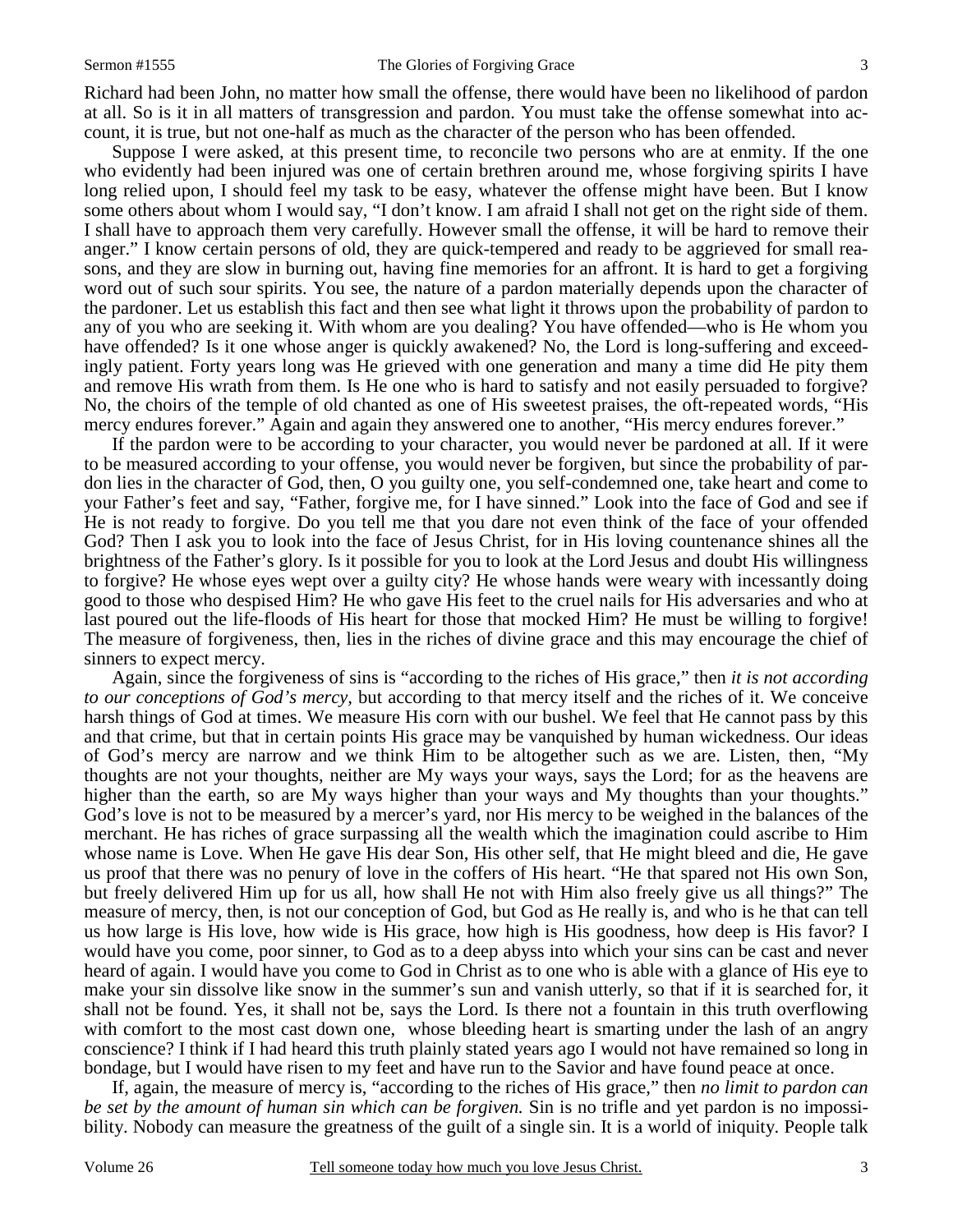Richard had been John, no matter how small the offense, there would have been no likelihood of pardon at all. So is it in all matters of transgression and pardon. You must take the offense somewhat into account, it is true, but not one-half as much as the character of the person who has been offended.

Suppose I were asked, at this present time, to reconcile two persons who are at enmity. If the one who evidently had been injured was one of certain brethren around me, whose forgiving spirits I have long relied upon, I should feel my task to be easy, whatever the offense might have been. But I know some others about whom I would say, "I don't know. I am afraid I shall not get on the right side of them. I shall have to approach them very carefully. However small the offense, it will be hard to remove their anger." I know certain persons of old, they are quick-tempered and ready to be aggrieved for small reasons, and they are slow in burning out, having fine memories for an affront. It is hard to get a forgiving word out of such sour spirits. You see, the nature of a pardon materially depends upon the character of the pardoner. Let us establish this fact and then see what light it throws upon the probability of pardon to any of you who are seeking it. With whom are you dealing? You have offended—who is He whom you have offended? Is it one whose anger is quickly awakened? No, the Lord is long-suffering and exceedingly patient. Forty years long was He grieved with one generation and many a time did He pity them and remove His wrath from them. Is He one who is hard to satisfy and not easily persuaded to forgive? No, the choirs of the temple of old chanted as one of His sweetest praises, the oft-repeated words, "His mercy endures forever." Again and again they answered one to another, "His mercy endures forever."

If the pardon were to be according to your character, you would never be pardoned at all. If it were to be measured according to your offense, you would never be forgiven, but since the probability of pardon lies in the character of God, then, O you guilty one, you self-condemned one, take heart and come to your Father's feet and say, "Father, forgive me, for I have sinned." Look into the face of God and see if He is not ready to forgive. Do you tell me that you dare not even think of the face of your offended God? Then I ask you to look into the face of Jesus Christ, for in His loving countenance shines all the brightness of the Father's glory. Is it possible for you to look at the Lord Jesus and doubt His willingness to forgive? He whose eyes wept over a guilty city? He whose hands were weary with incessantly doing good to those who despised Him? He who gave His feet to the cruel nails for His adversaries and who at last poured out the life-floods of His heart for those that mocked Him? He must be willing to forgive! The measure of forgiveness, then, lies in the riches of divine grace and this may encourage the chief of sinners to expect mercy.

Again, since the forgiveness of sins is "according to the riches of His grace," then *it is not according to our conceptions of God's mercy*, but according to that mercy itself and the riches of it. We conceive harsh things of God at times. We measure His corn with our bushel. We feel that He cannot pass by this and that crime, but that in certain points His grace may be vanquished by human wickedness. Our ideas of God's mercy are narrow and we think Him to be altogether such as we are. Listen, then, "My thoughts are not your thoughts, neither are My ways your ways, says the Lord; for as the heavens are higher than the earth, so are My ways higher than your ways and My thoughts than your thoughts." God's love is not to be measured by a mercer's yard, nor His mercy to be weighed in the balances of the merchant. He has riches of grace surpassing all the wealth which the imagination could ascribe to Him whose name is Love. When He gave His dear Son, His other self, that He might bleed and die, He gave us proof that there was no penury of love in the coffers of His heart. "He that spared not His own Son, but freely delivered Him up for us all, how shall He not with Him also freely give us all things?" The measure of mercy, then, is not our conception of God, but God as He really is, and who is he that can tell us how large is His love, how wide is His grace, how high is His goodness, how deep is His favor? I would have you come, poor sinner, to God as to a deep abyss into which your sins can be cast and never heard of again. I would have you come to God in Christ as to one who is able with a glance of His eye to make your sin dissolve like snow in the summer's sun and vanish utterly, so that if it is searched for, it shall not be found. Yes, it shall not be, says the Lord. Is there not a fountain in this truth overflowing with comfort to the most cast down one, whose bleeding heart is smarting under the lash of an angry conscience? I think if I had heard this truth plainly stated years ago I would not have remained so long in bondage, but I would have risen to my feet and have run to the Savior and have found peace at once.

If, again, the measure of mercy is, "according to the riches of His grace," then *no limit to pardon can be set by the amount of human sin which can be forgiven.* Sin is no trifle and yet pardon is no impossibility. Nobody can measure the greatness of the guilt of a single sin. It is a world of iniquity. People talk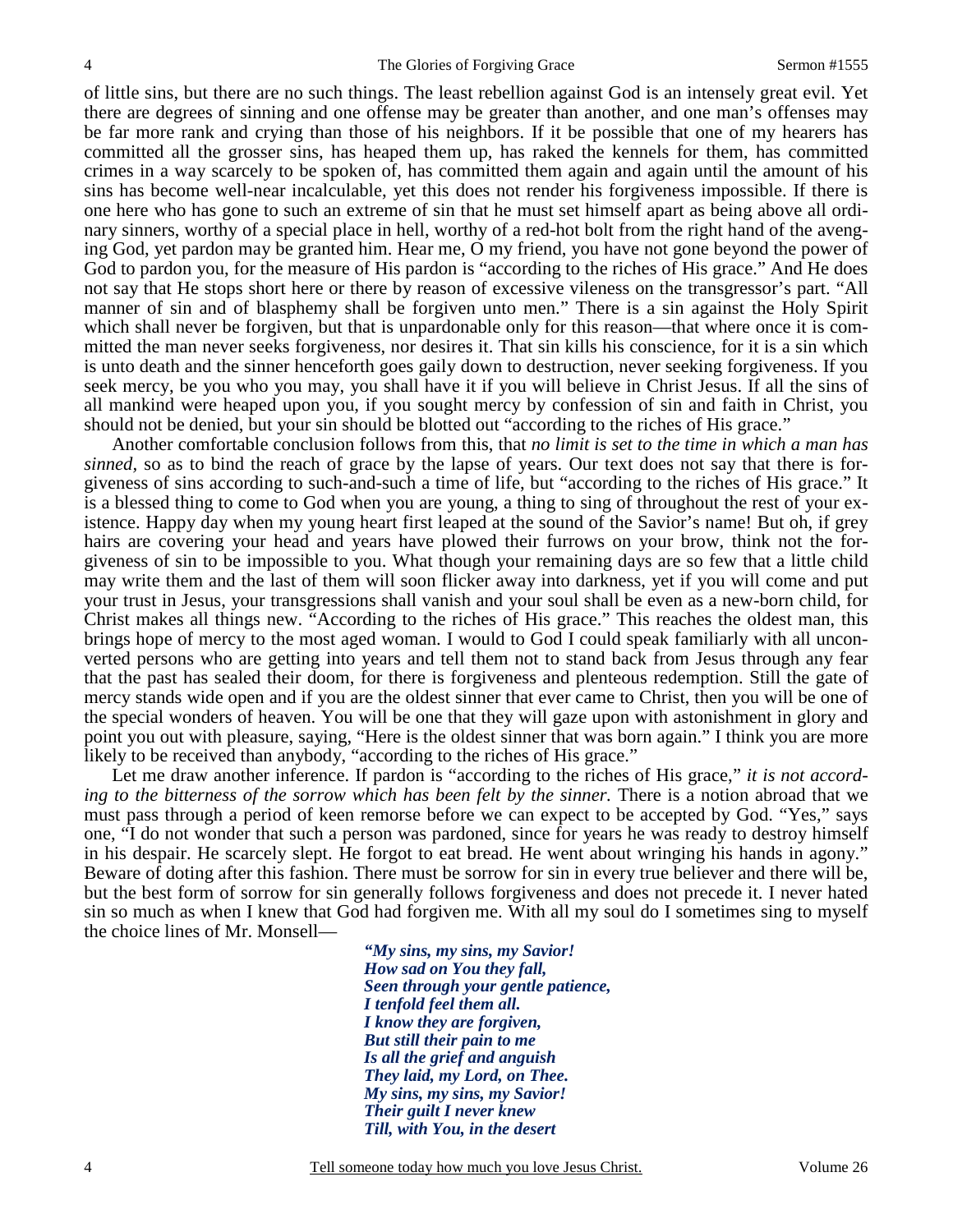of little sins, but there are no such things. The least rebellion against God is an intensely great evil. Yet there are degrees of sinning and one offense may be greater than another, and one man's offenses may be far more rank and crying than those of his neighbors. If it be possible that one of my hearers has committed all the grosser sins, has heaped them up, has raked the kennels for them, has committed crimes in a way scarcely to be spoken of, has committed them again and again until the amount of his sins has become well-near incalculable, yet this does not render his forgiveness impossible. If there is one here who has gone to such an extreme of sin that he must set himself apart as being above all ordinary sinners, worthy of a special place in hell, worthy of a red-hot bolt from the right hand of the avenging God, yet pardon may be granted him. Hear me, O my friend, you have not gone beyond the power of God to pardon you, for the measure of His pardon is "according to the riches of His grace." And He does not say that He stops short here or there by reason of excessive vileness on the transgressor's part. "All manner of sin and of blasphemy shall be forgiven unto men." There is a sin against the Holy Spirit which shall never be forgiven, but that is unpardonable only for this reason—that where once it is committed the man never seeks forgiveness, nor desires it. That sin kills his conscience, for it is a sin which is unto death and the sinner henceforth goes gaily down to destruction, never seeking forgiveness. If you seek mercy, be you who you may, you shall have it if you will believe in Christ Jesus. If all the sins of all mankind were heaped upon you, if you sought mercy by confession of sin and faith in Christ, you should not be denied, but your sin should be blotted out "according to the riches of His grace."

Another comfortable conclusion follows from this, that *no limit is set to the time in which a man has sinned,* so as to bind the reach of grace by the lapse of years. Our text does not say that there is forgiveness of sins according to such-and-such a time of life, but "according to the riches of His grace." It is a blessed thing to come to God when you are young, a thing to sing of throughout the rest of your existence. Happy day when my young heart first leaped at the sound of the Savior's name! But oh, if grey hairs are covering your head and years have plowed their furrows on your brow, think not the forgiveness of sin to be impossible to you. What though your remaining days are so few that a little child may write them and the last of them will soon flicker away into darkness, yet if you will come and put your trust in Jesus, your transgressions shall vanish and your soul shall be even as a new-born child, for Christ makes all things new. "According to the riches of His grace." This reaches the oldest man, this brings hope of mercy to the most aged woman. I would to God I could speak familiarly with all unconverted persons who are getting into years and tell them not to stand back from Jesus through any fear that the past has sealed their doom, for there is forgiveness and plenteous redemption. Still the gate of mercy stands wide open and if you are the oldest sinner that ever came to Christ, then you will be one of the special wonders of heaven. You will be one that they will gaze upon with astonishment in glory and point you out with pleasure, saying, "Here is the oldest sinner that was born again." I think you are more likely to be received than anybody, "according to the riches of His grace."

Let me draw another inference. If pardon is "according to the riches of His grace," *it is not according to the bitterness of the sorrow which has been felt by the sinner.* There is a notion abroad that we must pass through a period of keen remorse before we can expect to be accepted by God. "Yes," says one, "I do not wonder that such a person was pardoned, since for years he was ready to destroy himself in his despair. He scarcely slept. He forgot to eat bread. He went about wringing his hands in agony." Beware of doting after this fashion. There must be sorrow for sin in every true believer and there will be, but the best form of sorrow for sin generally follows forgiveness and does not precede it. I never hated sin so much as when I knew that God had forgiven me. With all my soul do I sometimes sing to myself the choice lines of Mr. Monsell—

> ***"My sins, my sins, my Savior!***
> ***How sad on You they fall,***
> ***Seen through your gentle patience,***
> ***I tenfold feel them all.***
> ***I know they are forgiven,***
> ***But still their pain to me***
> ***Is all the grief and anguish***
> ***They laid, my Lord, on Thee.***
> ***My sins, my sins, my Savior!***
> ***Their guilt I never knew***
> ***Till, with You, in the desert***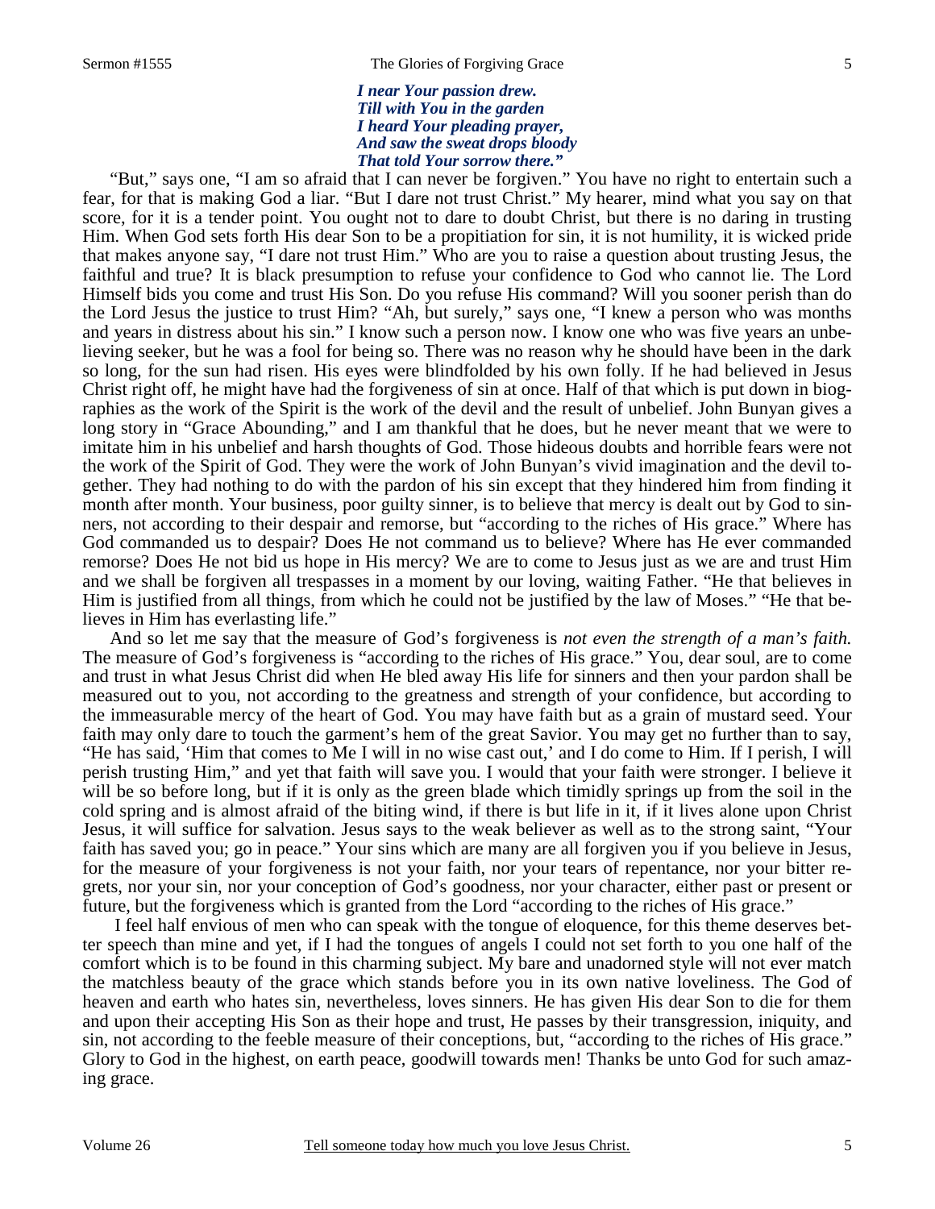*I near Your passion drew.*
*Till with You in the garden*
*I heard Your pleading prayer,*
*And saw the sweat drops bloody*
*That told Your sorrow there."*

"But," says one, "I am so afraid that I can never be forgiven." You have no right to entertain such a fear, for that is making God a liar. "But I dare not trust Christ." My hearer, mind what you say on that score, for it is a tender point. You ought not to dare to doubt Christ, but there is no daring in trusting Him. When God sets forth His dear Son to be a propitiation for sin, it is not humility, it is wicked pride that makes anyone say, "I dare not trust Him." Who are you to raise a question about trusting Jesus, the faithful and true? It is black presumption to refuse your confidence to God who cannot lie. The Lord Himself bids you come and trust His Son. Do you refuse His command? Will you sooner perish than do the Lord Jesus the justice to trust Him? "Ah, but surely," says one, "I knew a person who was months and years in distress about his sin." I know such a person now. I know one who was five years an unbelieving seeker, but he was a fool for being so. There was no reason why he should have been in the dark so long, for the sun had risen. His eyes were blindfolded by his own folly. If he had believed in Jesus Christ right off, he might have had the forgiveness of sin at once. Half of that which is put down in biographies as the work of the Spirit is the work of the devil and the result of unbelief. John Bunyan gives a long story in "Grace Abounding," and I am thankful that he does, but he never meant that we were to imitate him in his unbelief and harsh thoughts of God. Those hideous doubts and horrible fears were not the work of the Spirit of God. They were the work of John Bunyan's vivid imagination and the devil together. They had nothing to do with the pardon of his sin except that they hindered him from finding it month after month. Your business, poor guilty sinner, is to believe that mercy is dealt out by God to sinners, not according to their despair and remorse, but "according to the riches of His grace." Where has God commanded us to despair? Does He not command us to believe? Where has He ever commanded remorse? Does He not bid us hope in His mercy? We are to come to Jesus just as we are and trust Him and we shall be forgiven all trespasses in a moment by our loving, waiting Father. "He that believes in Him is justified from all things, from which he could not be justified by the law of Moses." "He that believes in Him has everlasting life."

And so let me say that the measure of God's forgiveness is *not even the strength of a man's faith.* The measure of God's forgiveness is "according to the riches of His grace." You, dear soul, are to come and trust in what Jesus Christ did when He bled away His life for sinners and then your pardon shall be measured out to you, not according to the greatness and strength of your confidence, but according to the immeasurable mercy of the heart of God. You may have faith but as a grain of mustard seed. Your faith may only dare to touch the garment's hem of the great Savior. You may get no further than to say, "He has said, 'Him that comes to Me I will in no wise cast out,' and I do come to Him. If I perish, I will perish trusting Him," and yet that faith will save you. I would that your faith were stronger. I believe it will be so before long, but if it is only as the green blade which timidly springs up from the soil in the cold spring and is almost afraid of the biting wind, if there is but life in it, if it lives alone upon Christ Jesus, it will suffice for salvation. Jesus says to the weak believer as well as to the strong saint, "Your faith has saved you; go in peace." Your sins which are many are all forgiven you if you believe in Jesus, for the measure of your forgiveness is not your faith, nor your tears of repentance, nor your bitter regrets, nor your sin, nor your conception of God's goodness, nor your character, either past or present or future, but the forgiveness which is granted from the Lord "according to the riches of His grace."

I feel half envious of men who can speak with the tongue of eloquence, for this theme deserves better speech than mine and yet, if I had the tongues of angels I could not set forth to you one half of the comfort which is to be found in this charming subject. My bare and unadorned style will not ever match the matchless beauty of the grace which stands before you in its own native loveliness. The God of heaven and earth who hates sin, nevertheless, loves sinners. He has given His dear Son to die for them and upon their accepting His Son as their hope and trust, He passes by their transgression, iniquity, and sin, not according to the feeble measure of their conceptions, but, "according to the riches of His grace." Glory to God in the highest, on earth peace, goodwill towards men! Thanks be unto God for such amazing grace.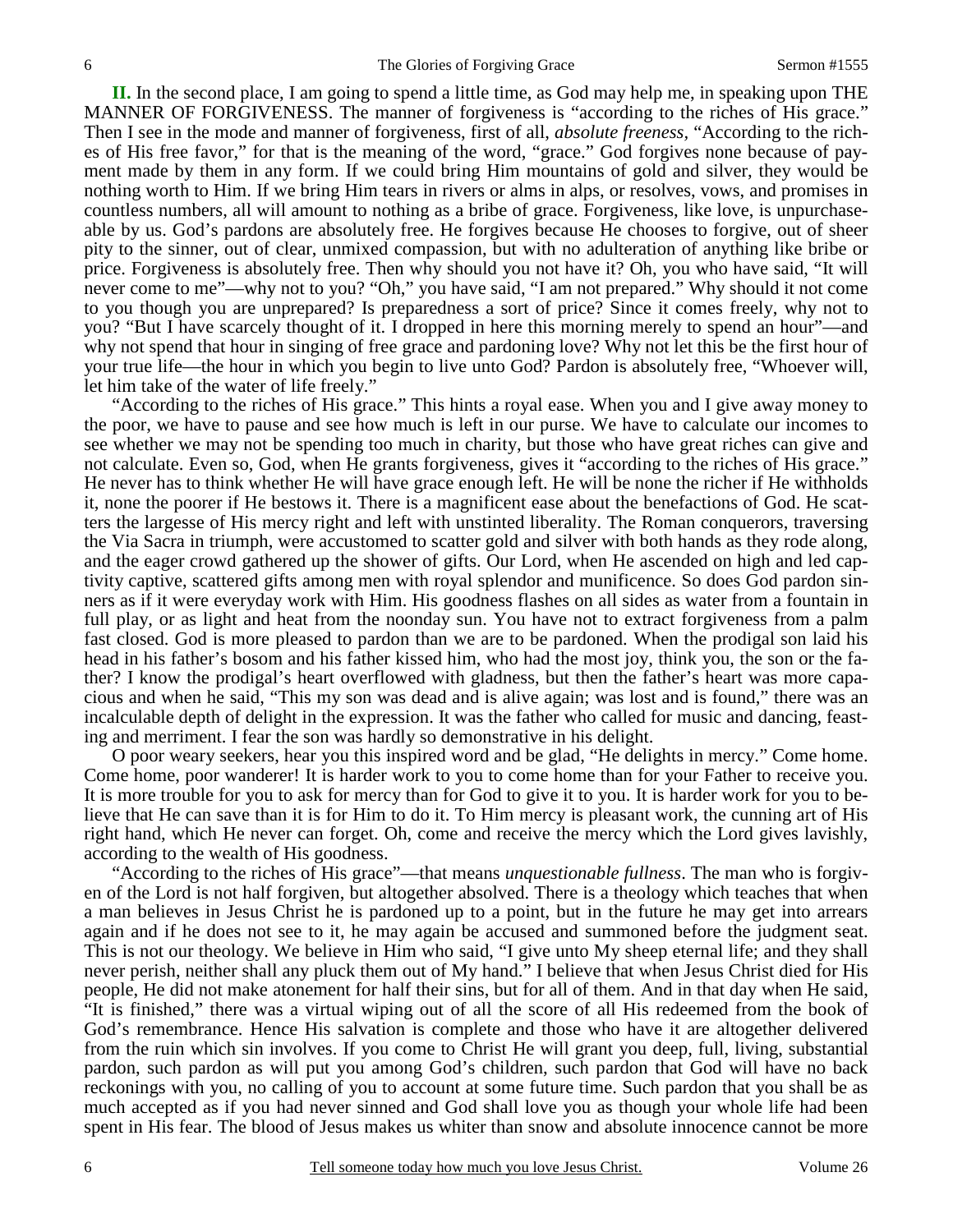**II.** In the second place, I am going to spend a little time, as God may help me, in speaking upon THE MANNER OF FORGIVENESS. The manner of forgiveness is "according to the riches of His grace." Then I see in the mode and manner of forgiveness, first of all, *absolute freeness,* "According to the riches of His free favor," for that is the meaning of the word, "grace." God forgives none because of payment made by them in any form. If we could bring Him mountains of gold and silver, they would be nothing worth to Him. If we bring Him tears in rivers or alms in alps, or resolves, vows, and promises in countless numbers, all will amount to nothing as a bribe of grace. Forgiveness, like love, is unpurchaseable by us. God's pardons are absolutely free. He forgives because He chooses to forgive, out of sheer pity to the sinner, out of clear, unmixed compassion, but with no adulteration of anything like bribe or price. Forgiveness is absolutely free. Then why should you not have it? Oh, you who have said, "It will never come to me"—why not to you? "Oh," you have said, "I am not prepared." Why should it not come to you though you are unprepared? Is preparedness a sort of price? Since it comes freely, why not to you? "But I have scarcely thought of it. I dropped in here this morning merely to spend an hour"—and why not spend that hour in singing of free grace and pardoning love? Why not let this be the first hour of your true life—the hour in which you begin to live unto God? Pardon is absolutely free, "Whoever will, let him take of the water of life freely."

"According to the riches of His grace." This hints a royal ease. When you and I give away money to the poor, we have to pause and see how much is left in our purse. We have to calculate our incomes to see whether we may not be spending too much in charity, but those who have great riches can give and not calculate. Even so, God, when He grants forgiveness, gives it "according to the riches of His grace." He never has to think whether He will have grace enough left. He will be none the richer if He withholds it, none the poorer if He bestows it. There is a magnificent ease about the benefactions of God. He scatters the largesse of His mercy right and left with unstinted liberality. The Roman conquerors, traversing the Via Sacra in triumph, were accustomed to scatter gold and silver with both hands as they rode along, and the eager crowd gathered up the shower of gifts. Our Lord, when He ascended on high and led captivity captive, scattered gifts among men with royal splendor and munificence. So does God pardon sinners as if it were everyday work with Him. His goodness flashes on all sides as water from a fountain in full play, or as light and heat from the noonday sun. You have not to extract forgiveness from a palm fast closed. God is more pleased to pardon than we are to be pardoned. When the prodigal son laid his head in his father's bosom and his father kissed him, who had the most joy, think you, the son or the father? I know the prodigal's heart overflowed with gladness, but then the father's heart was more capacious and when he said, "This my son was dead and is alive again; was lost and is found," there was an incalculable depth of delight in the expression. It was the father who called for music and dancing, feasting and merriment. I fear the son was hardly so demonstrative in his delight.

O poor weary seekers, hear you this inspired word and be glad, "He delights in mercy." Come home. Come home, poor wanderer! It is harder work to you to come home than for your Father to receive you. It is more trouble for you to ask for mercy than for God to give it to you. It is harder work for you to believe that He can save than it is for Him to do it. To Him mercy is pleasant work, the cunning art of His right hand, which He never can forget. Oh, come and receive the mercy which the Lord gives lavishly, according to the wealth of His goodness.

"According to the riches of His grace"—that means *unquestionable fullness*. The man who is forgiven of the Lord is not half forgiven, but altogether absolved. There is a theology which teaches that when a man believes in Jesus Christ he is pardoned up to a point, but in the future he may get into arrears again and if he does not see to it, he may again be accused and summoned before the judgment seat. This is not our theology. We believe in Him who said, "I give unto My sheep eternal life; and they shall never perish, neither shall any pluck them out of My hand." I believe that when Jesus Christ died for His people, He did not make atonement for half their sins, but for all of them. And in that day when He said, "It is finished," there was a virtual wiping out of all the score of all His redeemed from the book of God's remembrance. Hence His salvation is complete and those who have it are altogether delivered from the ruin which sin involves. If you come to Christ He will grant you deep, full, living, substantial pardon, such pardon as will put you among God's children, such pardon that God will have no back reckonings with you, no calling of you to account at some future time. Such pardon that you shall be as much accepted as if you had never sinned and God shall love you as though your whole life had been spent in His fear. The blood of Jesus makes us whiter than snow and absolute innocence cannot be more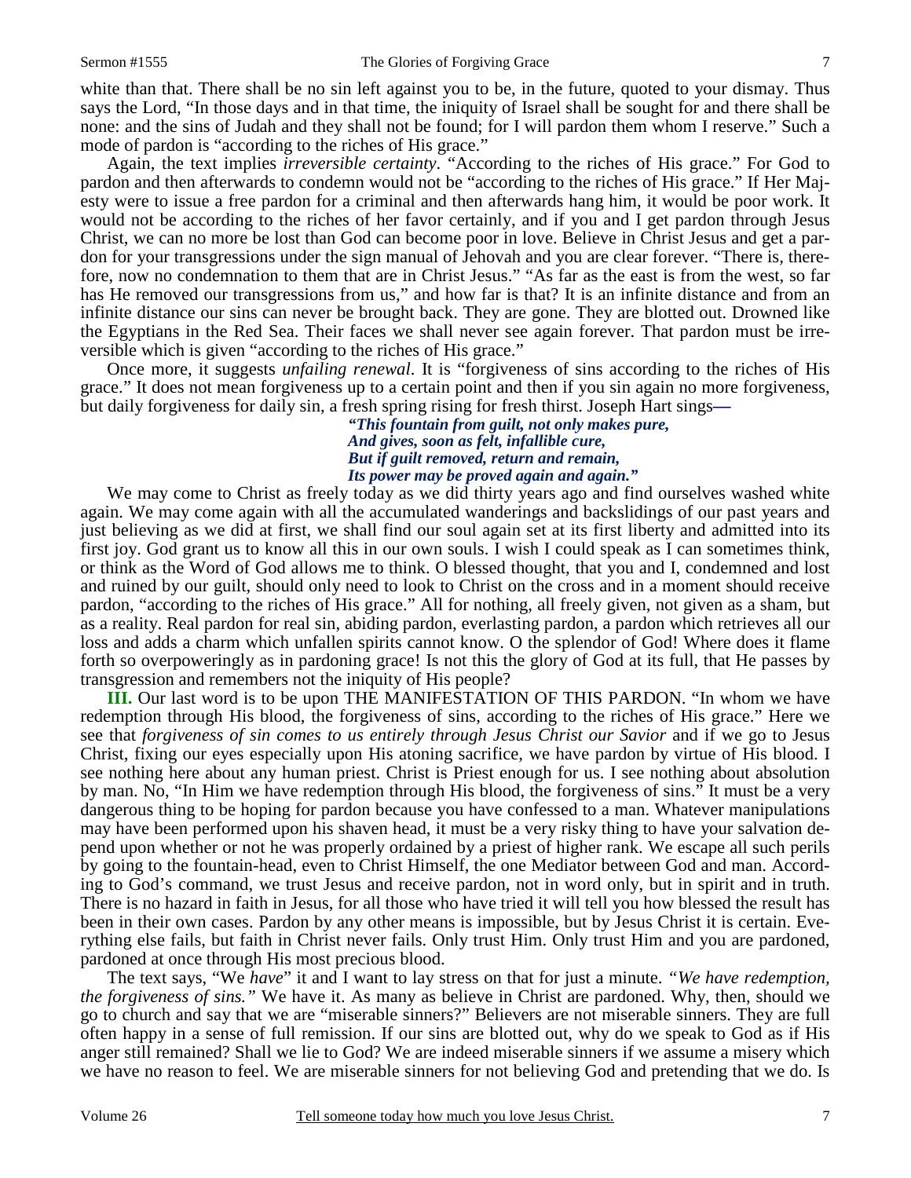white than that. There shall be no sin left against you to be, in the future, quoted to your dismay. Thus says the Lord, "In those days and in that time, the iniquity of Israel shall be sought for and there shall be none: and the sins of Judah and they shall not be found; for I will pardon them whom I reserve." Such a mode of pardon is "according to the riches of His grace."

Again, the text implies *irreversible certainty*. "According to the riches of His grace." For God to pardon and then afterwards to condemn would not be "according to the riches of His grace." If Her Majesty were to issue a free pardon for a criminal and then afterwards hang him, it would be poor work. It would not be according to the riches of her favor certainly, and if you and I get pardon through Jesus Christ, we can no more be lost than God can become poor in love. Believe in Christ Jesus and get a pardon for your transgressions under the sign manual of Jehovah and you are clear forever. "There is, therefore, now no condemnation to them that are in Christ Jesus." "As far as the east is from the west, so far has He removed our transgressions from us," and how far is that? It is an infinite distance and from an infinite distance our sins can never be brought back. They are gone. They are blotted out. Drowned like the Egyptians in the Red Sea. Their faces we shall never see again forever. That pardon must be irreversible which is given "according to the riches of His grace."

Once more, it suggests *unfailing renewal*. It is "forgiveness of sins according to the riches of His grace." It does not mean forgiveness up to a certain point and then if you sin again no more forgiveness, but daily forgiveness for daily sin, a fresh spring rising for fresh thirst. Joseph Hart sings—

> ***"This fountain from guilt, not only makes pure,***
> ***And gives, soon as felt, infallible cure,***
> ***But if guilt removed, return and remain,***
> ***Its power may be proved again and again."***

We may come to Christ as freely today as we did thirty years ago and find ourselves washed white again. We may come again with all the accumulated wanderings and backslidings of our past years and just believing as we did at first, we shall find our soul again set at its first liberty and admitted into its first joy. God grant us to know all this in our own souls. I wish I could speak as I can sometimes think, or think as the Word of God allows me to think. O blessed thought, that you and I, condemned and lost and ruined by our guilt, should only need to look to Christ on the cross and in a moment should receive pardon, "according to the riches of His grace." All for nothing, all freely given, not given as a sham, but as a reality. Real pardon for real sin, abiding pardon, everlasting pardon, a pardon which retrieves all our loss and adds a charm which unfallen spirits cannot know. O the splendor of God! Where does it flame forth so overpoweringly as in pardoning grace! Is not this the glory of God at its full, that He passes by transgression and remembers not the iniquity of His people?

**III.** Our last word is to be upon THE MANIFESTATION OF THIS PARDON. "In whom we have redemption through His blood, the forgiveness of sins, according to the riches of His grace." Here we see that *forgiveness of sin comes to us entirely through Jesus Christ our Savior* and if we go to Jesus Christ, fixing our eyes especially upon His atoning sacrifice, we have pardon by virtue of His blood. I see nothing here about any human priest. Christ is Priest enough for us. I see nothing about absolution by man. No, "In Him we have redemption through His blood, the forgiveness of sins." It must be a very dangerous thing to be hoping for pardon because you have confessed to a man. Whatever manipulations may have been performed upon his shaven head, it must be a very risky thing to have your salvation depend upon whether or not he was properly ordained by a priest of higher rank. We escape all such perils by going to the fountain-head, even to Christ Himself, the one Mediator between God and man. According to God's command, we trust Jesus and receive pardon, not in word only, but in spirit and in truth. There is no hazard in faith in Jesus, for all those who have tried it will tell you how blessed the result has been in their own cases. Pardon by any other means is impossible, but by Jesus Christ it is certain. Everything else fails, but faith in Christ never fails. Only trust Him. Only trust Him and you are pardoned, pardoned at once through His most precious blood.

The text says, "We *have*" it and I want to lay stress on that for just a minute. *"We have redemption, the forgiveness of sins."* We have it. As many as believe in Christ are pardoned. Why, then, should we go to church and say that we are "miserable sinners?" Believers are not miserable sinners. They are full often happy in a sense of full remission. If our sins are blotted out, why do we speak to God as if His anger still remained? Shall we lie to God? We are indeed miserable sinners if we assume a misery which we have no reason to feel. We are miserable sinners for not believing God and pretending that we do. Is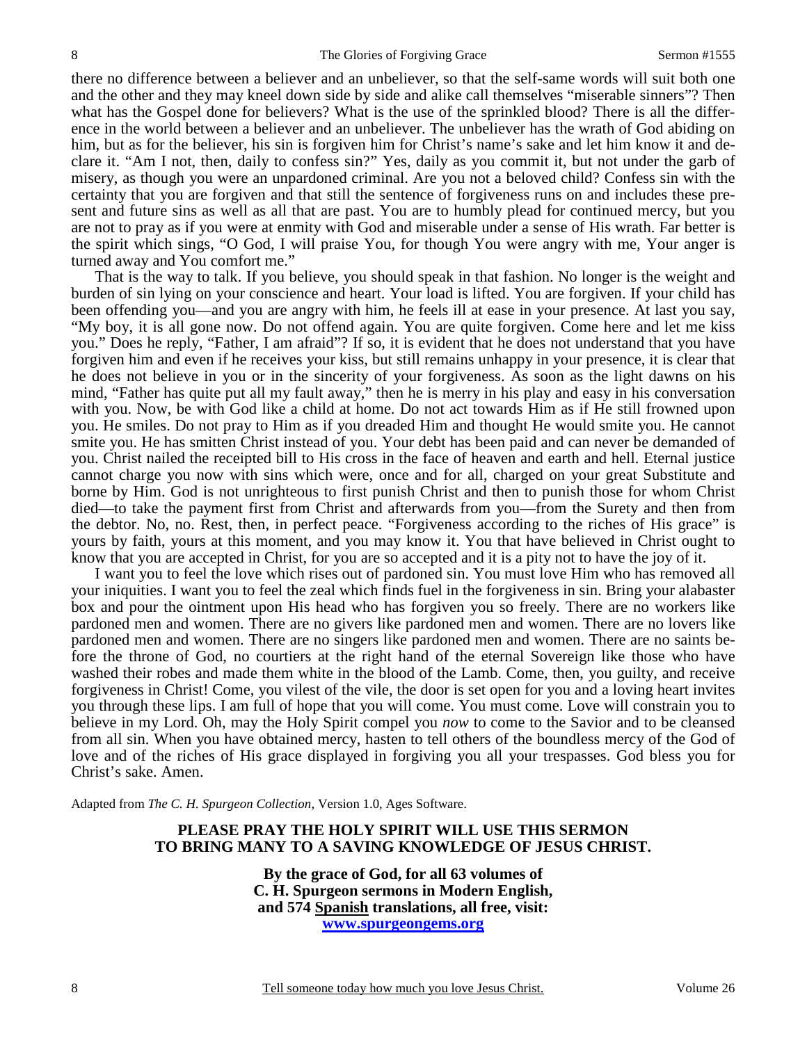there no difference between a believer and an unbeliever, so that the self-same words will suit both one and the other and they may kneel down side by side and alike call themselves "miserable sinners"? Then what has the Gospel done for believers? What is the use of the sprinkled blood? There is all the difference in the world between a believer and an unbeliever. The unbeliever has the wrath of God abiding on him, but as for the believer, his sin is forgiven him for Christ's name's sake and let him know it and declare it. "Am I not, then, daily to confess sin?" Yes, daily as you commit it, but not under the garb of misery, as though you were an unpardoned criminal. Are you not a beloved child? Confess sin with the certainty that you are forgiven and that still the sentence of forgiveness runs on and includes these present and future sins as well as all that are past. You are to humbly plead for continued mercy, but you are not to pray as if you were at enmity with God and miserable under a sense of His wrath. Far better is the spirit which sings, "O God, I will praise You, for though You were angry with me, Your anger is turned away and You comfort me."

That is the way to talk. If you believe, you should speak in that fashion. No longer is the weight and burden of sin lying on your conscience and heart. Your load is lifted. You are forgiven. If your child has been offending you—and you are angry with him, he feels ill at ease in your presence. At last you say, "My boy, it is all gone now. Do not offend again. You are quite forgiven. Come here and let me kiss you." Does he reply, "Father, I am afraid"? If so, it is evident that he does not understand that you have forgiven him and even if he receives your kiss, but still remains unhappy in your presence, it is clear that he does not believe in you or in the sincerity of your forgiveness. As soon as the light dawns on his mind, "Father has quite put all my fault away," then he is merry in his play and easy in his conversation with you. Now, be with God like a child at home. Do not act towards Him as if He still frowned upon you. He smiles. Do not pray to Him as if you dreaded Him and thought He would smite you. He cannot smite you. He has smitten Christ instead of you. Your debt has been paid and can never be demanded of you. Christ nailed the receipted bill to His cross in the face of heaven and earth and hell. Eternal justice cannot charge you now with sins which were, once and for all, charged on your great Substitute and borne by Him. God is not unrighteous to first punish Christ and then to punish those for whom Christ died—to take the payment first from Christ and afterwards from you—from the Surety and then from the debtor. No, no. Rest, then, in perfect peace. "Forgiveness according to the riches of His grace" is yours by faith, yours at this moment, and you may know it. You that have believed in Christ ought to know that you are accepted in Christ, for you are so accepted and it is a pity not to have the joy of it.

I want you to feel the love which rises out of pardoned sin. You must love Him who has removed all your iniquities. I want you to feel the zeal which finds fuel in the forgiveness in sin. Bring your alabaster box and pour the ointment upon His head who has forgiven you so freely. There are no workers like pardoned men and women. There are no givers like pardoned men and women. There are no lovers like pardoned men and women. There are no singers like pardoned men and women. There are no saints before the throne of God, no courtiers at the right hand of the eternal Sovereign like those who have washed their robes and made them white in the blood of the Lamb. Come, then, you guilty, and receive forgiveness in Christ! Come, you vilest of the vile, the door is set open for you and a loving heart invites you through these lips. I am full of hope that you will come. You must come. Love will constrain you to believe in my Lord. Oh, may the Holy Spirit compel you *now* to come to the Savior and to be cleansed from all sin. When you have obtained mercy, hasten to tell others of the boundless mercy of the God of love and of the riches of His grace displayed in forgiving you all your trespasses. God bless you for Christ's sake. Amen.

Adapted from *The C. H. Spurgeon Collection*, Version 1.0, Ages Software.

**PLEASE PRAY THE HOLY SPIRIT WILL USE THIS SERMON TO BRING MANY TO A SAVING KNOWLEDGE OF JESUS CHRIST.**

**By the grace of God, for all 63 volumes of C. H. Spurgeon sermons in Modern English, and 574 Spanish translations, all free, visit: www.spurgeongems.org**

Tell someone today how much you love Jesus Christ.